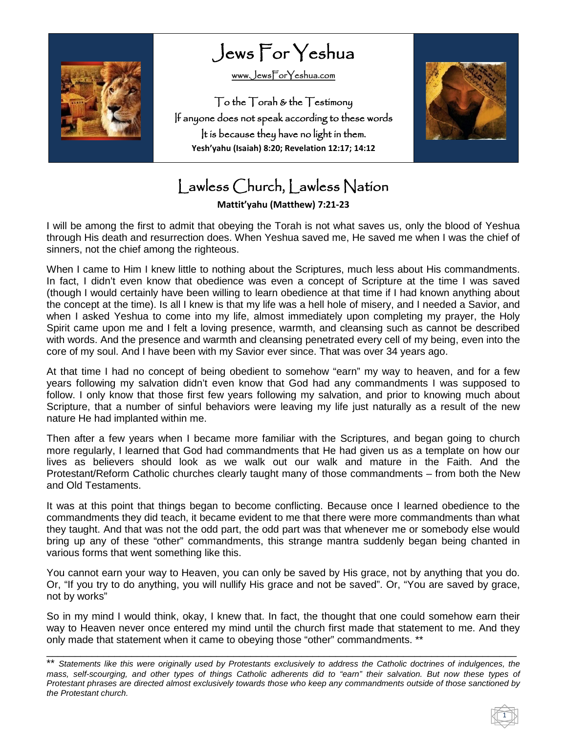# Jews For Yeshua

www.JewsForYeshua.com

To the Torah & the Testimony
If anyone does not speak according to these words
It is because they have no light in them.
**Yesh'yahu (Isaiah) 8:20; Revelation 12:17; 14:12**

## Lawless Church, Lawless Nation

**Mattit'yahu (Matthew) 7:21-23**

I will be among the first to admit that obeying the Torah is not what saves us, only the blood of Yeshua through His death and resurrection does. When Yeshua saved me, He saved me when I was the chief of sinners, not the chief among the righteous.

When I came to Him I knew little to nothing about the Scriptures, much less about His commandments. In fact, I didn't even know that obedience was even a concept of Scripture at the time I was saved (though I would certainly have been willing to learn obedience at that time if I had known anything about the concept at the time). Is all I knew is that my life was a hell hole of misery, and I needed a Savior, and when I asked Yeshua to come into my life, almost immediately upon completing my prayer, the Holy Spirit came upon me and I felt a loving presence, warmth, and cleansing such as cannot be described with words. And the presence and warmth and cleansing penetrated every cell of my being, even into the core of my soul. And I have been with my Savior ever since. That was over 34 years ago.

At that time I had no concept of being obedient to somehow "earn" my way to heaven, and for a few years following my salvation didn't even know that God had any commandments I was supposed to follow. I only know that those first few years following my salvation, and prior to knowing much about Scripture, that a number of sinful behaviors were leaving my life just naturally as a result of the new nature He had implanted within me.

Then after a few years when I became more familiar with the Scriptures, and began going to church more regularly, I learned that God had commandments that He had given us as a template on how our lives as believers should look as we walk out our walk and mature in the Faith. And the Protestant/Reform Catholic churches clearly taught many of those commandments – from both the New and Old Testaments.

It was at this point that things began to become conflicting. Because once I learned obedience to the commandments they did teach, it became evident to me that there were more commandments than what they taught. And that was not the odd part, the odd part was that whenever me or somebody else would bring up any of these "other" commandments, this strange mantra suddenly began being chanted in various forms that went something like this.

You cannot earn your way to Heaven, you can only be saved by His grace, not by anything that you do. Or, "If you try to do anything, you will nullify His grace and not be saved". Or, "You are saved by grace, not by works"

So in my mind I would think, okay, I knew that. In fact, the thought that one could somehow earn their way to Heaven never once entered my mind until the church first made that statement to me. And they only made that statement when it came to obeying those "other" commandments. **

---

** *Statements like this were originally used by Protestants exclusively to address the Catholic doctrines of indulgences, the mass, self-scourging, and other types of things Catholic adherents did to "earn" their salvation. But now these types of Protestant phrases are directed almost exclusively towards those who keep any commandments outside of those sanctioned by the Protestant church.*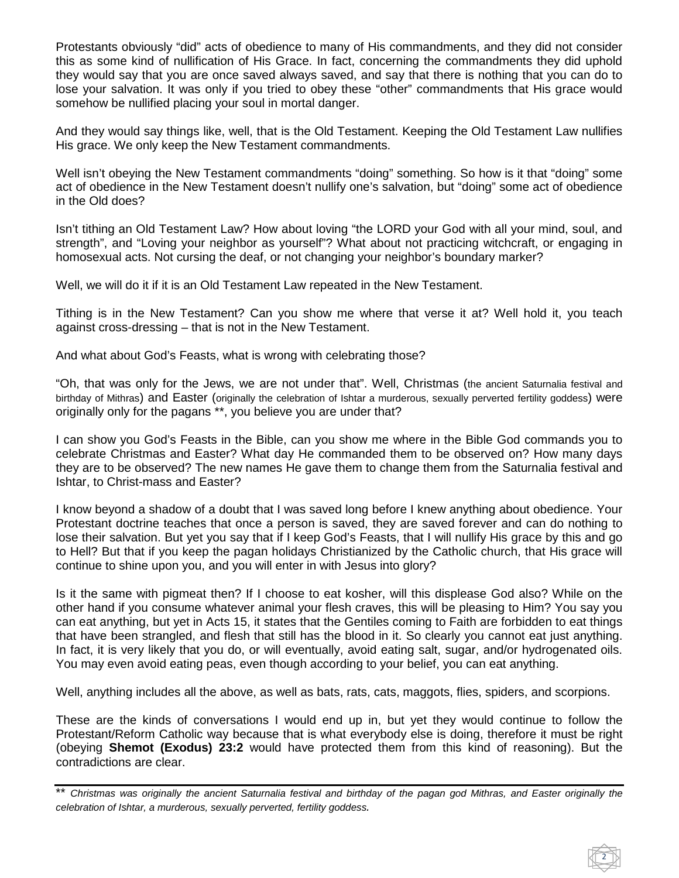Protestants obviously "did" acts of obedience to many of His commandments, and they did not consider this as some kind of nullification of His Grace. In fact, concerning the commandments they did uphold they would say that you are once saved always saved, and say that there is nothing that you can do to lose your salvation. It was only if you tried to obey these "other" commandments that His grace would somehow be nullified placing your soul in mortal danger.

And they would say things like, well, that is the Old Testament. Keeping the Old Testament Law nullifies His grace. We only keep the New Testament commandments.

Well isn't obeying the New Testament commandments "doing" something. So how is it that "doing" some act of obedience in the New Testament doesn't nullify one's salvation, but "doing" some act of obedience in the Old does?

Isn't tithing an Old Testament Law? How about loving "the LORD your God with all your mind, soul, and strength", and "Loving your neighbor as yourself"? What about not practicing witchcraft, or engaging in homosexual acts. Not cursing the deaf, or not changing your neighbor's boundary marker?

Well, we will do it if it is an Old Testament Law repeated in the New Testament.

Tithing is in the New Testament? Can you show me where that verse it at? Well hold it, you teach against cross-dressing – that is not in the New Testament.

And what about God's Feasts, what is wrong with celebrating those?

"Oh, that was only for the Jews, we are not under that". Well, Christmas (the ancient Saturnalia festival and birthday of Mithras) and Easter (originally the celebration of Ishtar a murderous, sexually perverted fertility goddess) were originally only for the pagans **, you believe you are under that?

I can show you God's Feasts in the Bible, can you show me where in the Bible God commands you to celebrate Christmas and Easter? What day He commanded them to be observed on? How many days they are to be observed? The new names He gave them to change them from the Saturnalia festival and Ishtar, to Christ-mass and Easter?

I know beyond a shadow of a doubt that I was saved long before I knew anything about obedience. Your Protestant doctrine teaches that once a person is saved, they are saved forever and can do nothing to lose their salvation. But yet you say that if I keep God's Feasts, that I will nullify His grace by this and go to Hell? But that if you keep the pagan holidays Christianized by the Catholic church, that His grace will continue to shine upon you, and you will enter in with Jesus into glory?

Is it the same with pigmeat then? If I choose to eat kosher, will this displease God also? While on the other hand if you consume whatever animal your flesh craves, this will be pleasing to Him? You say you can eat anything, but yet in Acts 15, it states that the Gentiles coming to Faith are forbidden to eat things that have been strangled, and flesh that still has the blood in it. So clearly you cannot eat just anything. In fact, it is very likely that you do, or will eventually, avoid eating salt, sugar, and/or hydrogenated oils. You may even avoid eating peas, even though according to your belief, you can eat anything.

Well, anything includes all the above, as well as bats, rats, cats, maggots, flies, spiders, and scorpions.

These are the kinds of conversations I would end up in, but yet they would continue to follow the Protestant/Reform Catholic way because that is what everybody else is doing, therefore it must be right (obeying **Shemot (Exodus) 23:2** would have protected them from this kind of reasoning). But the contradictions are clear.

---

** *Christmas was originally the ancient Saturnalia festival and birthday of the pagan god Mithras, and Easter originally the celebration of Ishtar, a murderous, sexually perverted, fertility goddess.*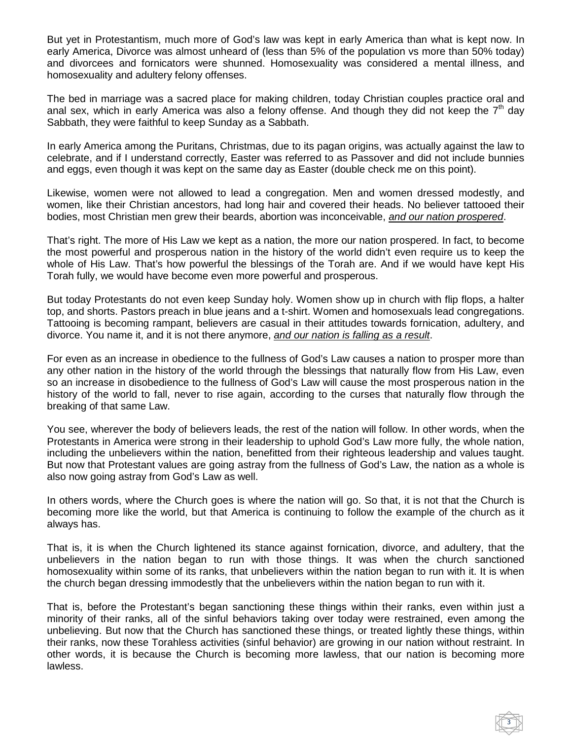But yet in Protestantism, much more of God's law was kept in early America than what is kept now. In early America, Divorce was almost unheard of (less than 5% of the population vs more than 50% today) and divorcees and fornicators were shunned. Homosexuality was considered a mental illness, and homosexuality and adultery felony offenses.

The bed in marriage was a sacred place for making children, today Christian couples practice oral and anal sex, which in early America was also a felony offense. And though they did not keep the 7th day Sabbath, they were faithful to keep Sunday as a Sabbath.

In early America among the Puritans, Christmas, due to its pagan origins, was actually against the law to celebrate, and if I understand correctly, Easter was referred to as Passover and did not include bunnies and eggs, even though it was kept on the same day as Easter (double check me on this point).

Likewise, women were not allowed to lead a congregation. Men and women dressed modestly, and women, like their Christian ancestors, had long hair and covered their heads. No believer tattooed their bodies, most Christian men grew their beards, abortion was inconceivable, *and our nation prospered*.

That's right. The more of His Law we kept as a nation, the more our nation prospered. In fact, to become the most powerful and prosperous nation in the history of the world didn't even require us to keep the whole of His Law. That's how powerful the blessings of the Torah are. And if we would have kept His Torah fully, we would have become even more powerful and prosperous.

But today Protestants do not even keep Sunday holy. Women show up in church with flip flops, a halter top, and shorts. Pastors preach in blue jeans and a t-shirt. Women and homosexuals lead congregations. Tattooing is becoming rampant, believers are casual in their attitudes towards fornication, adultery, and divorce. You name it, and it is not there anymore, *and our nation is falling as a result*.

For even as an increase in obedience to the fullness of God's Law causes a nation to prosper more than any other nation in the history of the world through the blessings that naturally flow from His Law, even so an increase in disobedience to the fullness of God's Law will cause the most prosperous nation in the history of the world to fall, never to rise again, according to the curses that naturally flow through the breaking of that same Law.

You see, wherever the body of believers leads, the rest of the nation will follow. In other words, when the Protestants in America were strong in their leadership to uphold God's Law more fully, the whole nation, including the unbelievers within the nation, benefitted from their righteous leadership and values taught. But now that Protestant values are going astray from the fullness of God's Law, the nation as a whole is also now going astray from God's Law as well.

In others words, where the Church goes is where the nation will go. So that, it is not that the Church is becoming more like the world, but that America is continuing to follow the example of the church as it always has.

That is, it is when the Church lightened its stance against fornication, divorce, and adultery, that the unbelievers in the nation began to run with those things. It was when the church sanctioned homosexuality within some of its ranks, that unbelievers within the nation began to run with it. It is when the church began dressing immodestly that the unbelievers within the nation began to run with it.

That is, before the Protestant's began sanctioning these things within their ranks, even within just a minority of their ranks, all of the sinful behaviors taking over today were restrained, even among the unbelieving. But now that the Church has sanctioned these things, or treated lightly these things, within their ranks, now these Torahless activities (sinful behavior) are growing in our nation without restraint. In other words, it is because the Church is becoming more lawless, that our nation is becoming more lawless.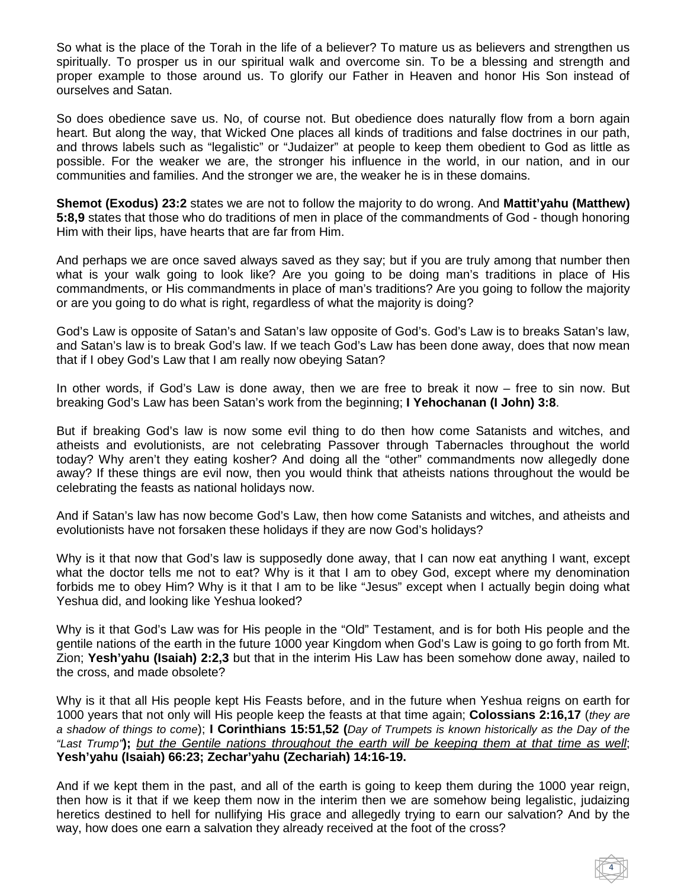So what is the place of the Torah in the life of a believer? To mature us as believers and strengthen us spiritually. To prosper us in our spiritual walk and overcome sin. To be a blessing and strength and proper example to those around us. To glorify our Father in Heaven and honor His Son instead of ourselves and Satan.

So does obedience save us. No, of course not. But obedience does naturally flow from a born again heart. But along the way, that Wicked One places all kinds of traditions and false doctrines in our path, and throws labels such as "legalistic" or "Judaizer" at people to keep them obedient to God as little as possible. For the weaker we are, the stronger his influence in the world, in our nation, and in our communities and families. And the stronger we are, the weaker he is in these domains.

**Shemot (Exodus) 23:2** states we are not to follow the majority to do wrong. And **Mattit'yahu (Matthew) 5:8,9** states that those who do traditions of men in place of the commandments of God - though honoring Him with their lips, have hearts that are far from Him.

And perhaps we are once saved always saved as they say; but if you are truly among that number then what is your walk going to look like? Are you going to be doing man's traditions in place of His commandments, or His commandments in place of man's traditions? Are you going to follow the majority or are you going to do what is right, regardless of what the majority is doing?

God's Law is opposite of Satan's and Satan's law opposite of God's. God's Law is to breaks Satan's law, and Satan's law is to break God's law. If we teach God's Law has been done away, does that now mean that if I obey God's Law that I am really now obeying Satan?

In other words, if God's Law is done away, then we are free to break it now – free to sin now. But breaking God's Law has been Satan's work from the beginning; **I Yehochanan (I John) 3:8**.

But if breaking God's law is now some evil thing to do then how come Satanists and witches, and atheists and evolutionists, are not celebrating Passover through Tabernacles throughout the world today? Why aren't they eating kosher? And doing all the "other" commandments now allegedly done away? If these things are evil now, then you would think that atheists nations throughout the would be celebrating the feasts as national holidays now.

And if Satan's law has now become God's Law, then how come Satanists and witches, and atheists and evolutionists have not forsaken these holidays if they are now God's holidays?

Why is it that now that God's law is supposedly done away, that I can now eat anything I want, except what the doctor tells me not to eat? Why is it that I am to obey God, except where my denomination forbids me to obey Him? Why is it that I am to be like "Jesus" except when I actually begin doing what Yeshua did, and looking like Yeshua looked?

Why is it that God's Law was for His people in the "Old" Testament, and is for both His people and the gentile nations of the earth in the future 1000 year Kingdom when God's Law is going to go forth from Mt. Zion; **Yesh'yahu (Isaiah) 2:2,3** but that in the interim His Law has been somehow done away, nailed to the cross, and made obsolete?

Why is it that all His people kept His Feasts before, and in the future when Yeshua reigns on earth for 1000 years that not only will His people keep the feasts at that time again; **Colossians 2:16,17** (*they are a shadow of things to come*); **I Corinthians 15:51,52 (***Day of Trumpets is known historically as the Day of the "Last Trump"***);** <u>*but the Gentile nations throughout the earth will be keeping them at that time as well*</u>; **Yesh'yahu (Isaiah) 66:23; Zechar'yahu (Zechariah) 14:16-19.**

And if we kept them in the past, and all of the earth is going to keep them during the 1000 year reign, then how is it that if we keep them now in the interim then we are somehow being legalistic, judaizing heretics destined to hell for nullifying His grace and allegedly trying to earn our salvation? And by the way, how does one earn a salvation they already received at the foot of the cross?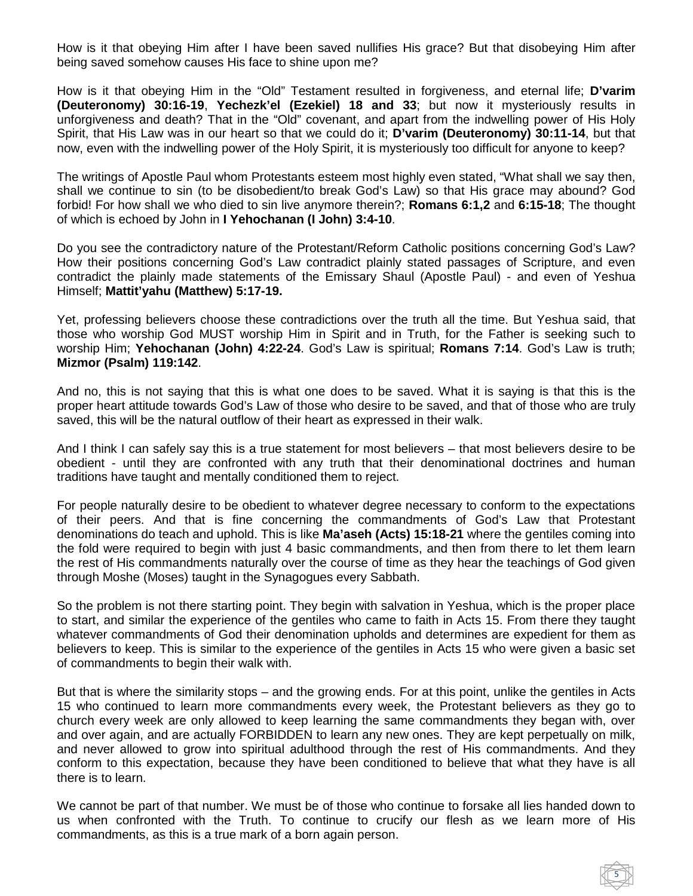How is it that obeying Him after I have been saved nullifies His grace? But that disobeying Him after being saved somehow causes His face to shine upon me?

How is it that obeying Him in the "Old" Testament resulted in forgiveness, and eternal life; **D'varim (Deuteronomy) 30:16-19**, **Yechezk'el (Ezekiel) 18 and 33**; but now it mysteriously results in unforgiveness and death? That in the "Old" covenant, and apart from the indwelling power of His Holy Spirit, that His Law was in our heart so that we could do it; **D'varim (Deuteronomy) 30:11-14**, but that now, even with the indwelling power of the Holy Spirit, it is mysteriously too difficult for anyone to keep?

The writings of Apostle Paul whom Protestants esteem most highly even stated, "What shall we say then, shall we continue to sin (to be disobedient/to break God's Law) so that His grace may abound? God forbid! For how shall we who died to sin live anymore therein?; **Romans 6:1,2** and **6:15-18**; The thought of which is echoed by John in **I Yehochanan (I John) 3:4-10**.

Do you see the contradictory nature of the Protestant/Reform Catholic positions concerning God's Law? How their positions concerning God's Law contradict plainly stated passages of Scripture, and even contradict the plainly made statements of the Emissary Shaul (Apostle Paul) - and even of Yeshua Himself; **Mattit'yahu (Matthew) 5:17-19.**

Yet, professing believers choose these contradictions over the truth all the time. But Yeshua said, that those who worship God MUST worship Him in Spirit and in Truth, for the Father is seeking such to worship Him; **Yehochanan (John) 4:22-24**. God's Law is spiritual; **Romans 7:14**. God's Law is truth; **Mizmor (Psalm) 119:142**.

And no, this is not saying that this is what one does to be saved. What it is saying is that this is the proper heart attitude towards God's Law of those who desire to be saved, and that of those who are truly saved, this will be the natural outflow of their heart as expressed in their walk.

And I think I can safely say this is a true statement for most believers – that most believers desire to be obedient - until they are confronted with any truth that their denominational doctrines and human traditions have taught and mentally conditioned them to reject.

For people naturally desire to be obedient to whatever degree necessary to conform to the expectations of their peers. And that is fine concerning the commandments of God's Law that Protestant denominations do teach and uphold. This is like **Ma'aseh (Acts) 15:18-21** where the gentiles coming into the fold were required to begin with just 4 basic commandments, and then from there to let them learn the rest of His commandments naturally over the course of time as they hear the teachings of God given through Moshe (Moses) taught in the Synagogues every Sabbath.

So the problem is not there starting point. They begin with salvation in Yeshua, which is the proper place to start, and similar the experience of the gentiles who came to faith in Acts 15. From there they taught whatever commandments of God their denomination upholds and determines are expedient for them as believers to keep. This is similar to the experience of the gentiles in Acts 15 who were given a basic set of commandments to begin their walk with.

But that is where the similarity stops – and the growing ends. For at this point, unlike the gentiles in Acts 15 who continued to learn more commandments every week, the Protestant believers as they go to church every week are only allowed to keep learning the same commandments they began with, over and over again, and are actually FORBIDDEN to learn any new ones. They are kept perpetually on milk, and never allowed to grow into spiritual adulthood through the rest of His commandments. And they conform to this expectation, because they have been conditioned to believe that what they have is all there is to learn.

We cannot be part of that number. We must be of those who continue to forsake all lies handed down to us when confronted with the Truth. To continue to crucify our flesh as we learn more of His commandments, as this is a true mark of a born again person.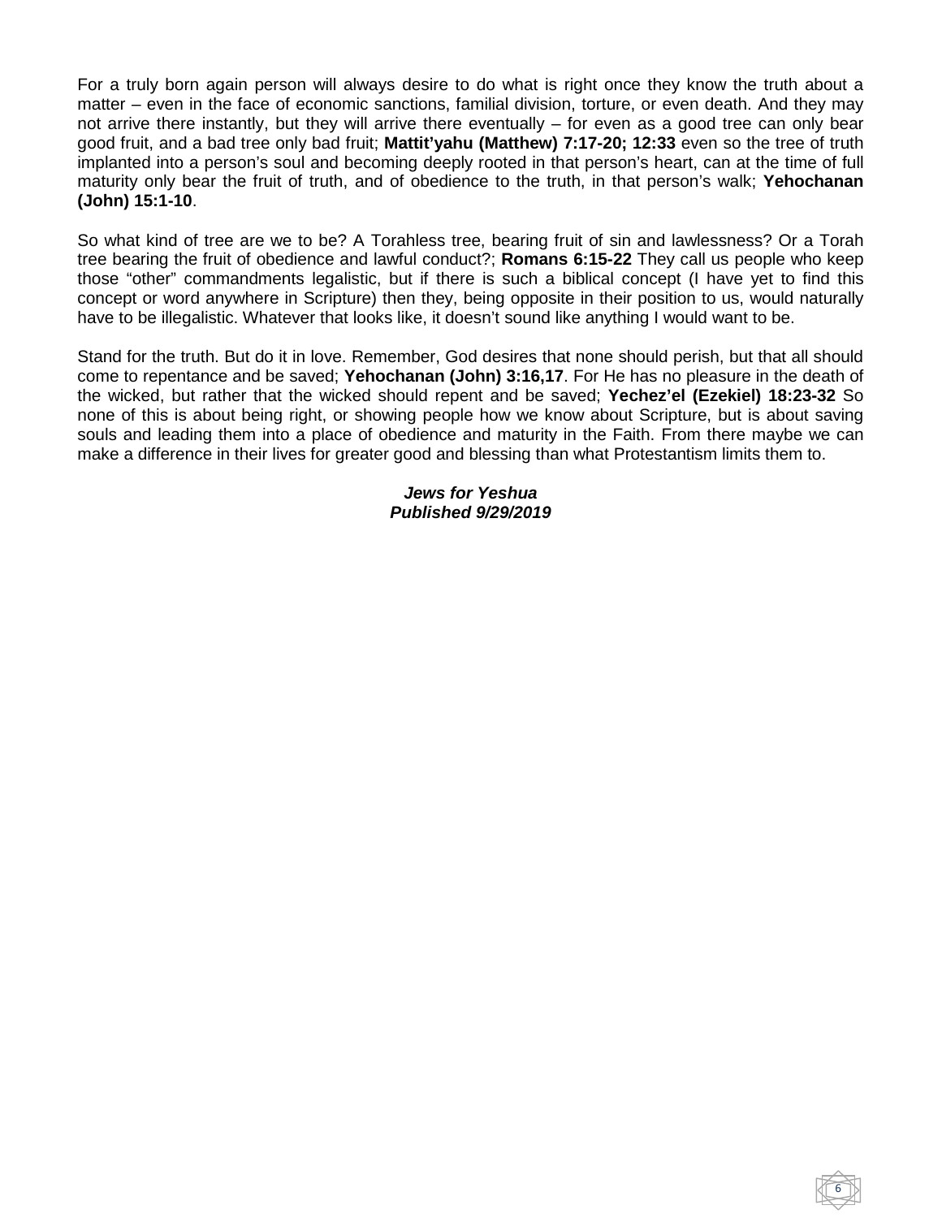For a truly born again person will always desire to do what is right once they know the truth about a matter – even in the face of economic sanctions, familial division, torture, or even death. And they may not arrive there instantly, but they will arrive there eventually – for even as a good tree can only bear good fruit, and a bad tree only bad fruit; **Mattit'yahu (Matthew) 7:17-20; 12:33** even so the tree of truth implanted into a person's soul and becoming deeply rooted in that person's heart, can at the time of full maturity only bear the fruit of truth, and of obedience to the truth, in that person's walk; **Yehochanan (John) 15:1-10**.

So what kind of tree are we to be? A Torahless tree, bearing fruit of sin and lawlessness? Or a Torah tree bearing the fruit of obedience and lawful conduct?; **Romans 6:15-22** They call us people who keep those "other" commandments legalistic, but if there is such a biblical concept (I have yet to find this concept or word anywhere in Scripture) then they, being opposite in their position to us, would naturally have to be illegalistic. Whatever that looks like, it doesn't sound like anything I would want to be.

Stand for the truth. But do it in love. Remember, God desires that none should perish, but that all should come to repentance and be saved; **Yehochanan (John) 3:16,17**. For He has no pleasure in the death of the wicked, but rather that the wicked should repent and be saved; **Yechez'el (Ezekiel) 18:23-32** So none of this is about being right, or showing people how we know about Scripture, but is about saving souls and leading them into a place of obedience and maturity in the Faith. From there maybe we can make a difference in their lives for greater good and blessing than what Protestantism limits them to.

***Jews for Yeshua***
***Published 9/29/2019***